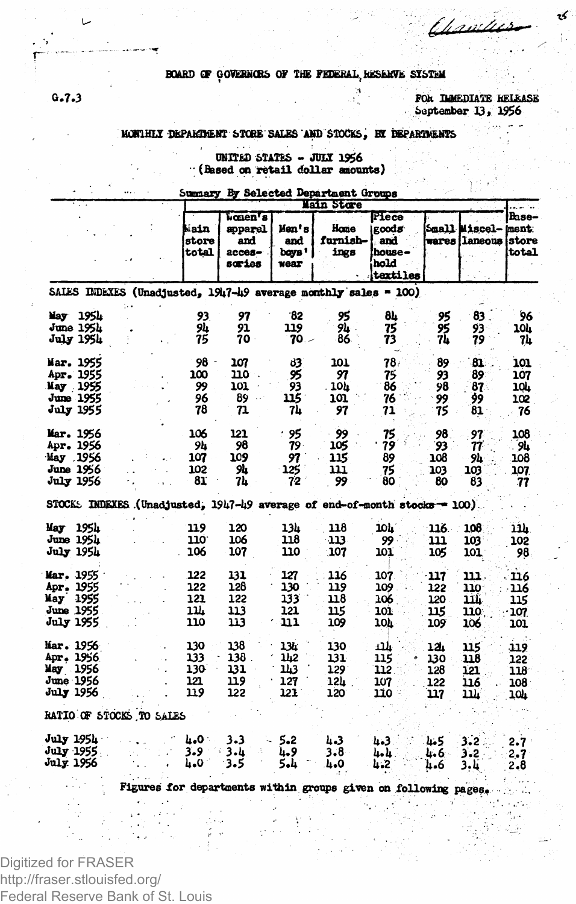BOARD OF GOVERNORS OF THE FEDERAL RESERVE SYSTEM

G.7.3

FOR IMMEDIATE RELEASE
September 13, 1956

MONTHLY DEPARTMENT STORE SALES AND STOCKS, BY DEPARTMENTS

UNITED STATES - JULY 1956
(Based on retail dollar amounts)

Summary By Selected Department Groups

| | Main Store | | | | | | | |
|---|---|---|---|---|---|---|---|---|
| | Main store total | Women's apparel and accessories | Men's and boys' wear | Home furnishings | Piece goods and household textiles | Small wares | Miscellaneous | Basement store total |
| **SALES INDEXES (Unadjusted, 1947-49 average monthly sales = 100)** | | | | | | | | |
| May 1954 | 93 | 97 | 82 | 95 | 84 | 95 | 83 | 96 |
| June 1954 | 94 | 91 | 119 | 94 | 75 | 95 | 93 | 104 |
| July 1954 | 75 | 70 | 70 | 86 | 73 | 74 | 79 | 74 |
| Mar. 1955 | 98 | 107 | 83 | 101 | 78 | 89 | 81 | 101 |
| Apr. 1955 | 100 | 110 | 95 | 97 | 75 | 93 | 89 | 107 |
| May 1955 | 99 | 101 | 93 | 104 | 86 | 98 | 87 | 104 |
| June 1955 | 96 | 89 | 115 | 101 | 76 | 99 | 99 | 102 |
| July 1955 | 78 | 71 | 74 | 97 | 71 | 75 | 81 | 76 |
| Mar. 1956 | 106 | 121 | 95 | 99 | 75 | 98 | 97 | 108 |
| Apr. 1956 | 94 | 98 | 79 | 105 | 79 | 93 | 77 | 94 |
| May 1956 | 107 | 109 | 97 | 115 | 89 | 108 | 94 | 108 |
| June 1956 | 102 | 94 | 125 | 111 | 75 | 103 | 103 | 107 |
| July 1956 | 81 | 74 | 72 | 99 | 80 | 80 | 83 | 77 |
| **STOCKS INDEXES (Unadjusted, 1947-49 average of end-of-month stocks = 100)** | | | | | | | | |
| May 1954 | 119 | 120 | 134 | 118 | 104 | 116 | 108 | 114 |
| June 1954 | 110 | 106 | 118 | 113 | 99 | 111 | 103 | 102 |
| July 1954 | 106 | 107 | 110 | 107 | 101 | 105 | 101 | 98 |
| Mar. 1955 | 122 | 131 | 127 | 116 | 107 | 117 | 111 | 116 |
| Apr. 1955 | 122 | 128 | 130 | 119 | 109 | 122 | 110 | 116 |
| May 1955 | 121 | 122 | 133 | 118 | 106 | 120 | 114 | 115 |
| June 1955 | 114 | 113 | 121 | 115 | 101 | 115 | 110 | 107 |
| July 1955 | 110 | 113 | 111 | 109 | 104 | 109 | 106 | 101 |
| Mar. 1956 | 130 | 138 | 134 | 130 | 114 | 124 | 115 | 119 |
| Apr. 1956 | 133 | 138 | 142 | 131 | 115 | 130 | 118 | 122 |
| May 1956 | 130 | 131 | 143 | 129 | 112 | 128 | 121 | 118 |
| June 1956 | 121 | 119 | 127 | 124 | 107 | 122 | 116 | 108 |
| July 1956 | 119 | 122 | 121 | 120 | 110 | 117 | 114 | 104 |
| **RATIO OF STOCKS TO SALES** | | | | | | | | |
| July 1954 | 4.0 | 3.3 | 5.2 | 4.3 | 4.3 | 4.5 | 3.2 | 2.7 |
| July 1955 | 3.9 | 3.4 | 4.9 | 3.8 | 4.4 | 4.6 | 3.2 | 2.7 |
| July 1956 | 4.0 | 3.5 | 5.4 | 4.0 | 4.2 | 4.6 | 3.4 | 2.8 |

Figures for departments within groups given on following pages.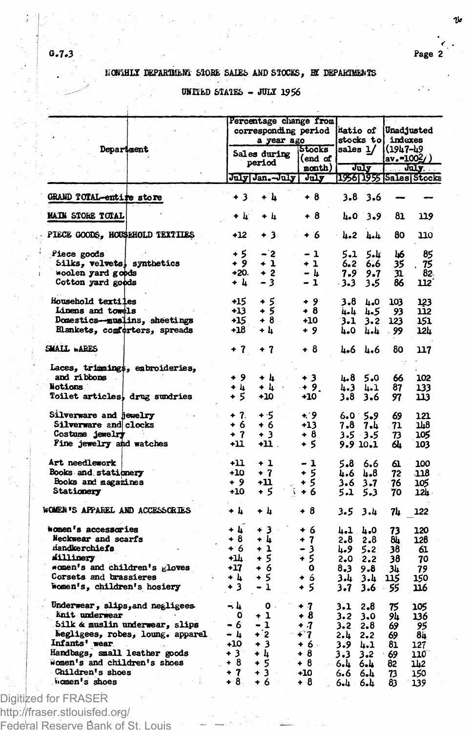G.7.3

# MONTHLY DEPARTMENT STORE SALES AND STOCKS, BY DEPARTMENTS

## UNITED STATES - JULY 1956

| Department | Percentage change from corresponding period a year ago | | | Ratio of stocks to sales 1/ | | Unadjusted indexes (1947-49 av.=100 2/) | |
|---|---|---|---|---|---|---|---|
| | Sales during period | | Stocks (end of month) | July | | July | |
| | July | Jan.-July | July | 1956 | 1955 | Sales | Stocks |
| GRAND TOTAL-entire store | + 3 | + 4 | + 8 | 3.8 | 3.6 | --- | --- |
| MAIN STORE TOTAL | + 4 | + 4 | + 8 | 4.0 | 3.9 | 81 | 119 |
| PIECE GOODS, HOUSEHOLD TEXTILES | +12 | + 3 | + 6 | 4.2 | 4.4 | 80 | 110 |
| Piece goods | + 5 | - 2 | - 1 | 5.1 | 5.4 | 46 | 85 |
| Silks, velvets, synthetics | + 9 | + 1 | + 1 | 6.2 | 6.6 | 35 | 75 |
| Woolen yard goods | +20 | + 2 | - 4 | 7.9 | 9.7 | 31 | 82 |
| Cotton yard goods | + 4 | - 3 | - 1 | 3.3 | 3.5 | 86 | 112 |
| Household textiles | +15 | + 5 | + 9 | 3.8 | 4.0 | 103 | 123 |
| Linens and towels | +13 | + 5 | + 8 | 4.4 | 4.5 | 93 | 112 |
| Domestics--muslins, sheetings | +15 | + 8 | +10 | 3.1 | 3.2 | 123 | 151 |
| Blankets, comforters, spreads | +18 | + 4 | + 9 | 4.0 | 4.4 | 99 | 124 |
| SMALL WARES | + 7 | + 7 | + 8 | 4.6 | 4.6 | 80 | 117 |
| Laces, trimmings, embroideries, and ribbons | + 9 | + 4 | + 3 | 4.8 | 5.0 | 66 | 102 |
| Notions | + 4 | + 4 | + 9 | 4.3 | 4.1 | 87 | 133 |
| Toilet articles, drug sundries | + 5 | +10 | +10 | 3.8 | 3.6 | 97 | 113 |
| Silverware and jewelry | + 7 | + 5 | + 9 | 6.0 | 5.9 | 69 | 121 |
| Silverware and clocks | + 6 | + 6 | +13 | 7.8 | 7.4 | 71 | 148 |
| Costume jewelry | + 7 | + 3 | + 8 | 3.5 | 3.5 | 73 | 105 |
| Fine jewelry and watches | +11 | +11 | + 5 | 9.9 | 10.1 | 64 | 103 |
| Art needlework | +11 | + 1 | - 1 | 5.8 | 6.6 | 61 | 100 |
| Books and stationery | +10 | + 7 | + 5 | 4.6 | 4.8 | 72 | 118 |
| Books and magazines | + 9 | +11 | + 5 | 3.6 | 3.7 | 76 | 105 |
| Stationery | +10 | + 5 | + 6 | 5.1 | 5.3 | 70 | 124 |
| WOMEN'S APPAREL AND ACCESSORIES | + 4 | + 4 | + 8 | 3.5 | 3.4 | 74 | 122 |
| Women's accessories | + 4 | + 3 | + 6 | 4.1 | 4.0 | 73 | 120 |
| Neckwear and scarfs | + 8 | + 4 | + 7 | 2.8 | 2.8 | 84 | 128 |
| Handkerchiefs | + 6 | + 1 | - 3 | 4.9 | 5.2 | 38 | 61 |
| Millinery | +14 | + 5 | + 5 | 2.0 | 2.2 | 38 | 70 |
| Women's and children's gloves | +17 | + 6 | 0 | 8.3 | 9.8 | 34 | 79 |
| Corsets and brassieres | + 4 | + 5 | + 6 | 3.4 | 3.4 | 115 | 150 |
| Women's, children's hosiery | + 3 | - 1 | + 5 | 3.7 | 3.6 | 55 | 116 |
| Underwear, slips, and negligees | - 4 | 0 | + 7 | 3.1 | 2.8 | 75 | 105 |
| Knit underwear | 0 | + 1 | + 8 | 3.2 | 3.0 | 94 | 136 |
| Silk & muslin underwear, slips | - 6 | - 1 | + 7 | 3.2 | 2.8 | 69 | 95 |
| Negligees, robes, loung. apparel | - 4 | + 2 | + 7 | 2.4 | 2.2 | 69 | 84 |
| Infants' wear | +10 | + 3 | + 6 | 3.9 | 4.1 | 81 | 127 |
| Handbags, small leather goods | + 3 | + 4 | + 8 | 3.3 | 3.2 | 69 | 110 |
| Women's and children's shoes | + 8 | + 5 | + 8 | 6.4 | 6.4 | 82 | 142 |
| Children's shoes | + 7 | + 3 | +10 | 6.6 | 6.4 | 73 | 150 |
| Women's shoes | + 8 | + 6 | + 8 | 6.4 | 6.4 | 83 | 139 |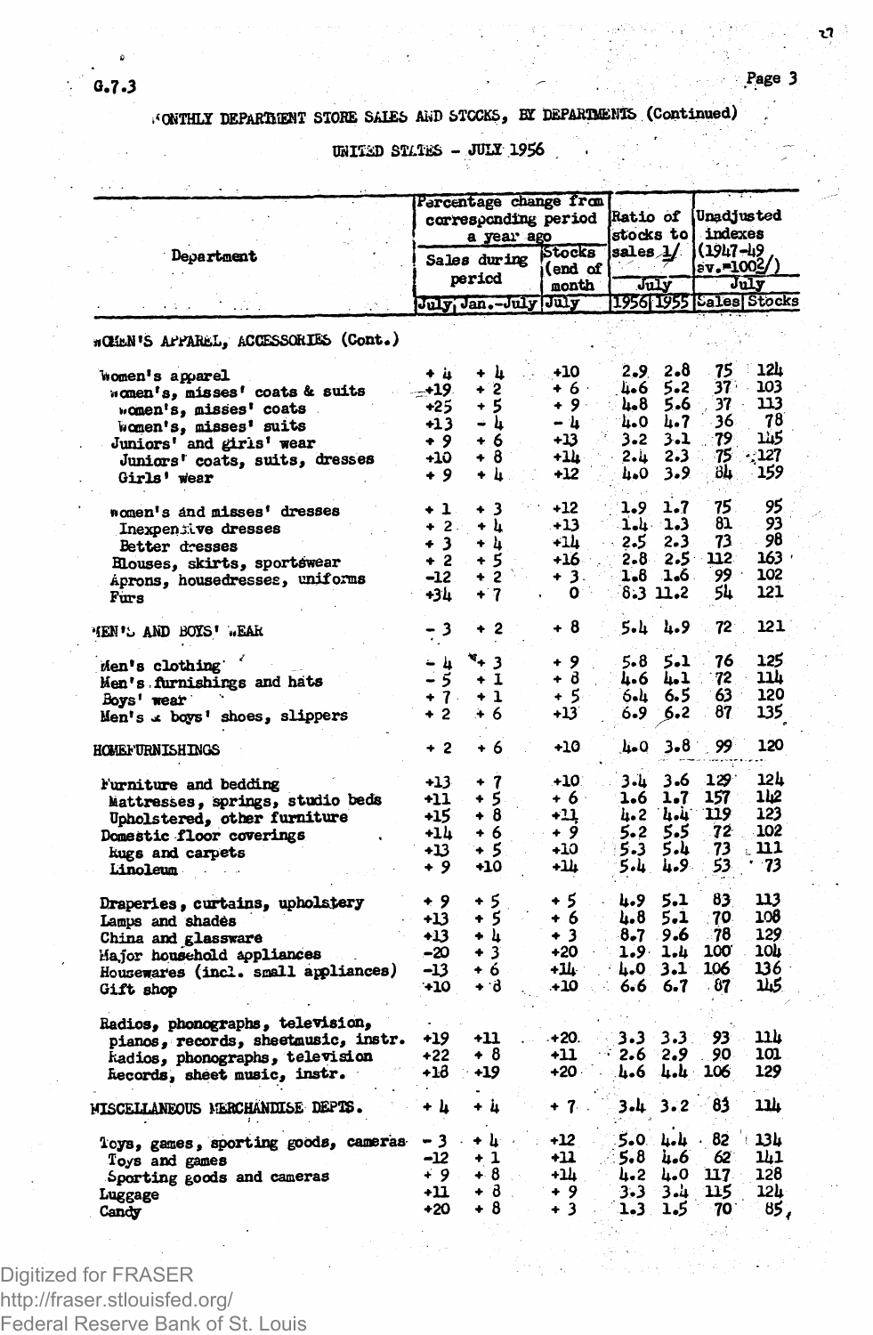G.7.3

MONTHLY DEPARTMENT STORE SALES AND STOCKS, BY DEPARTMENTS (Continued)

UNITED STATES - JULY 1956

| Department | Percentage change from corresponding period a year ago | | | Ratio of stocks to sales 1/ | | Unadjusted indexes (1947-49 av.=100 2/) | |
|---|---|---|---|---|---|---|---|
| | Sales during period | | Stocks (end of month) | July | | July | |
| | July | Jan.-July | July | 1956 | 1955 | Sales | Stocks |
| WOMEN'S APPAREL, ACCESSORIES (Cont.) | | | | | | | |
| Women's apparel | + 4 | + 4 | +10 | 2.9 | 2.8 | 75 | 124 |
| Women's, misses' coats & suits | +19 | + 2 | + 6 | 4.6 | 5.2 | 37 | 103 |
| Women's, misses' coats | +25 | + 5 | + 9 | 4.8 | 5.6 | 37 | 113 |
| Women's, misses' suits | +13 | - 4 | - 4 | 4.0 | 4.7 | 36 | 78 |
| Juniors' and girls' wear | + 9 | + 6 | +13 | 3.2 | 3.1 | 79 | 145 |
| Juniors' coats, suits, dresses | +10 | + 8 | +14 | 2.4 | 2.3 | 75 | 127 |
| Girls' wear | + 9 | + 4 | +12 | 4.0 | 3.9 | 84 | 159 |
| Women's and misses' dresses | + 1 | + 3 | +12 | 1.9 | 1.7 | 75 | 95 |
| Inexpensive dresses | + 2 | + 4 | +13 | 1.4 | 1.3 | 81 | 93 |
| Better dresses | + 3 | + 4 | +14 | 2.5 | 2.3 | 73 | 98 |
| Blouses, skirts, sportswear | + 2 | + 5 | +16 | 2.8 | 2.5 | 112 | 163 |
| Aprons, housedresses, uniforms | -12 | + 2 | + 3 | 1.8 | 1.6 | 99 | 102 |
| Furs | +34 | + 7 | 0 | 8.3 | 11.2 | 54 | 121 |
| MEN'S AND BOYS' WEAR | - 3 | + 2 | + 8 | 5.4 | 4.9 | 72 | 121 |
| Men's clothing | - 4 | + 3 | + 9 | 5.8 | 5.1 | 76 | 125 |
| Men's furnishings and hats | - 5 | + 1 | + 8 | 4.6 | 4.1 | 72 | 114 |
| Boys' wear | + 7 | + 1 | + 5 | 6.4 | 6.5 | 63 | 120 |
| Men's & boys' shoes, slippers | + 2 | + 6 | +13 | 6.9 | 6.2 | 87 | 135 |
| HOMEFURNISHINGS | + 2 | + 6 | +10 | 4.0 | 3.8 | 99 | 120 |
| Furniture and bedding | +13 | + 7 | +10 | 3.4 | 3.6 | 129 | 124 |
| Mattresses, springs, studio beds | +11 | + 5 | + 6 | 1.6 | 1.7 | 157 | 142 |
| Upholstered, other furniture | +15 | + 8 | +11 | 4.2 | 4.4 | 119 | 123 |
| Domestic floor coverings | +14 | + 6 | + 9 | 5.2 | 5.5 | 72 | 102 |
| Rugs and carpets | +13 | + 5 | +10 | 5.3 | 5.4 | 73 | 111 |
| Linoleum | + 9 | +10 | +14 | 5.4 | 4.9 | 53 | 73 |
| Draperies, curtains, upholstery | + 9 | + 5 | + 5 | 4.9 | 5.1 | 83 | 113 |
| Lamps and shades | +13 | + 5 | + 6 | 4.8 | 5.1 | 70 | 108 |
| China and glassware | +13 | + 4 | + 3 | 8.7 | 9.6 | 78 | 129 |
| Major household appliances | -20 | + 3 | +20 | 1.9 | 1.4 | 100 | 104 |
| Housewares (incl. small appliances) | -13 | + 6 | +14 | 4.0 | 3.1 | 106 | 136 |
| Gift shop | +10 | + 8 | +10 | 6.6 | 6.7 | 87 | 145 |
| Radios, phonographs, television, pianos, records, sheetmusic, instr. | +19 | +11 | +20 | 3.3 | 3.3 | 93 | 114 |
| Radios, phonographs, television | +22 | + 8 | +11 | 2.6 | 2.9 | 90 | 101 |
| Records, sheet music, instr. | +18 | +19 | +20 | 4.6 | 4.4 | 106 | 129 |
| MISCELLANEOUS MERCHANDISE DEPTS. | + 4 | + 4 | + 7 | 3.4 | 3.2 | 83 | 114 |
| Toys, games, sporting goods, cameras | - 3 | + 4 | +12 | 5.0 | 4.4 | 82 | 134 |
| Toys and games | -12 | + 1 | +11 | 5.8 | 4.6 | 62 | 141 |
| Sporting goods and cameras | + 9 | + 8 | +14 | 4.2 | 4.0 | 117 | 128 |
| Luggage | +11 | + 8 | + 9 | 3.3 | 3.4 | 115 | 124 |
| Candy | +20 | + 8 | + 3 | 1.3 | 1.5 | 70 | 85 |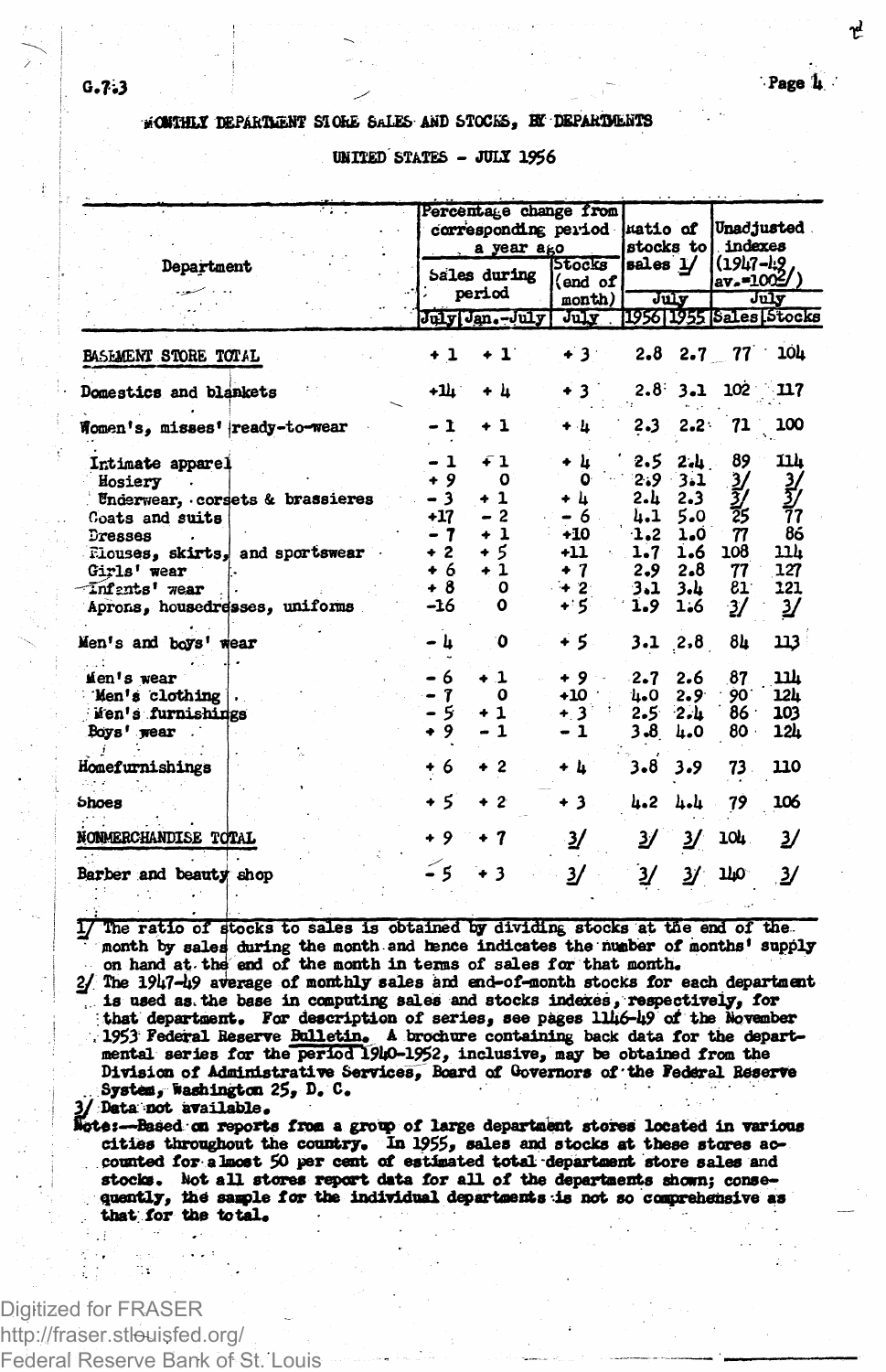G.7.3

## MONTHLY DEPARTMENT STORE SALES AND STOCKS, BY DEPARTMENTS

### UNITED STATES - JULY 1956

| Department | Percentage change from corresponding period a year ago | | | Ratio of stocks to sales 1/ | | Unadjusted indexes (1947-49 av.=100 2/) | |
|---|---|---|---|---|---|---|---|
| | Sales during period | | Stocks (end of month) | July | | July | |
| | July | Jan.-July | July | 1956 | 1955 | Sales | Stocks |
| BASEMENT STORE TOTAL | + 1 | + 1 | + 3 | 2.8 | 2.7 | 77 | 104 |
| Domestics and blankets | +14 | + 4 | + 3 | 2.8 | 3.1 | 102 | 117 |
| Women's, misses' ready-to-wear | - 1 | + 1 | + 4 | 2.3 | 2.2 | 71 | 100 |
| Intimate apparel | - 1 | + 1 | + 4 | 2.5 | 2.4 | 89 | 114 |
| Hosiery | + 9 | 0 | 0 | 2.9 | 3.1 | 3/ | 3/ |
| Underwear, corsets & brassieres | - 3 | + 1 | + 4 | 2.4 | 2.3 | 3/ | 3/ |
| Coats and suits | +17 | - 2 | - 6 | 4.1 | 5.0 | 25 | 77 |
| Dresses | - 7 | + 1 | +10 | 1.2 | 1.0 | 77 | 86 |
| Blouses, skirts, and sportswear | + 2 | + 5 | +11 | 1.7 | 1.6 | 108 | 114 |
| Girls' wear | + 6 | + 1 | + 7 | 2.9 | 2.8 | 77 | 127 |
| Infants' wear | + 8 | 0 | + 2 | 3.1 | 3.4 | 81 | 121 |
| Aprons, housedresses, uniforms | -16 | 0 | + 5 | 1.9 | 1.6 | 3/ | 3/ |
| Men's and boys' wear | - 4 | 0 | + 5 | 3.1 | 2.8 | 84 | 113 |
| Men's wear | - 6 | + 1 | + 9 | 2.7 | 2.6 | 87 | 114 |
| Men's clothing | - 7 | 0 | +10 | 4.0 | 2.9 | 90 | 124 |
| Men's furnishings | - 5 | + 1 | + 3 | 2.5 | 2.4 | 86 | 103 |
| Boys' wear | + 9 | - 1 | - 1 | 3.8 | 4.0 | 80 | 124 |
| Homefurnishings | + 6 | + 2 | + 4 | 3.8 | 3.9 | 73 | 110 |
| Shoes | + 5 | + 2 | + 3 | 4.2 | 4.4 | 79 | 106 |
| NONMERCHANDISE TOTAL | + 9 | + 7 | 3/ | 3/ | 3/ | 104 | 3/ |
| Barber and beauty shop | - 5 | + 3 | 3/ | 3/ | 3/ | 140 | 3/ |

1/ The ratio of stocks to sales is obtained by dividing stocks at the end of the month by sales during the month and hence indicates the number of months' supply on hand at the end of the month in terms of sales for that month.

2/ The 1947-49 average of monthly sales and end-of-month stocks for each department is used as the base in computing sales and stocks indexes, respectively, for that department. For description of series, see pages 1146-49 of the November 1953 Federal Reserve Bulletin. A brochure containing back data for the departmental series for the period 1940-1952, inclusive, may be obtained from the Division of Administrative Services, Board of Governors of the Federal Reserve System, Washington 25, D. C.

3/ Data not available.

**Note:**—Based on reports from a group of large department stores located in various cities throughout the country. In 1955, sales and stocks at these stores accounted for almost 50 per cent of estimated total department store sales and stocks. Not all stores report data for all of the departments shown; consequently, the sample for the individual departments is not so comprehensive as that for the total.